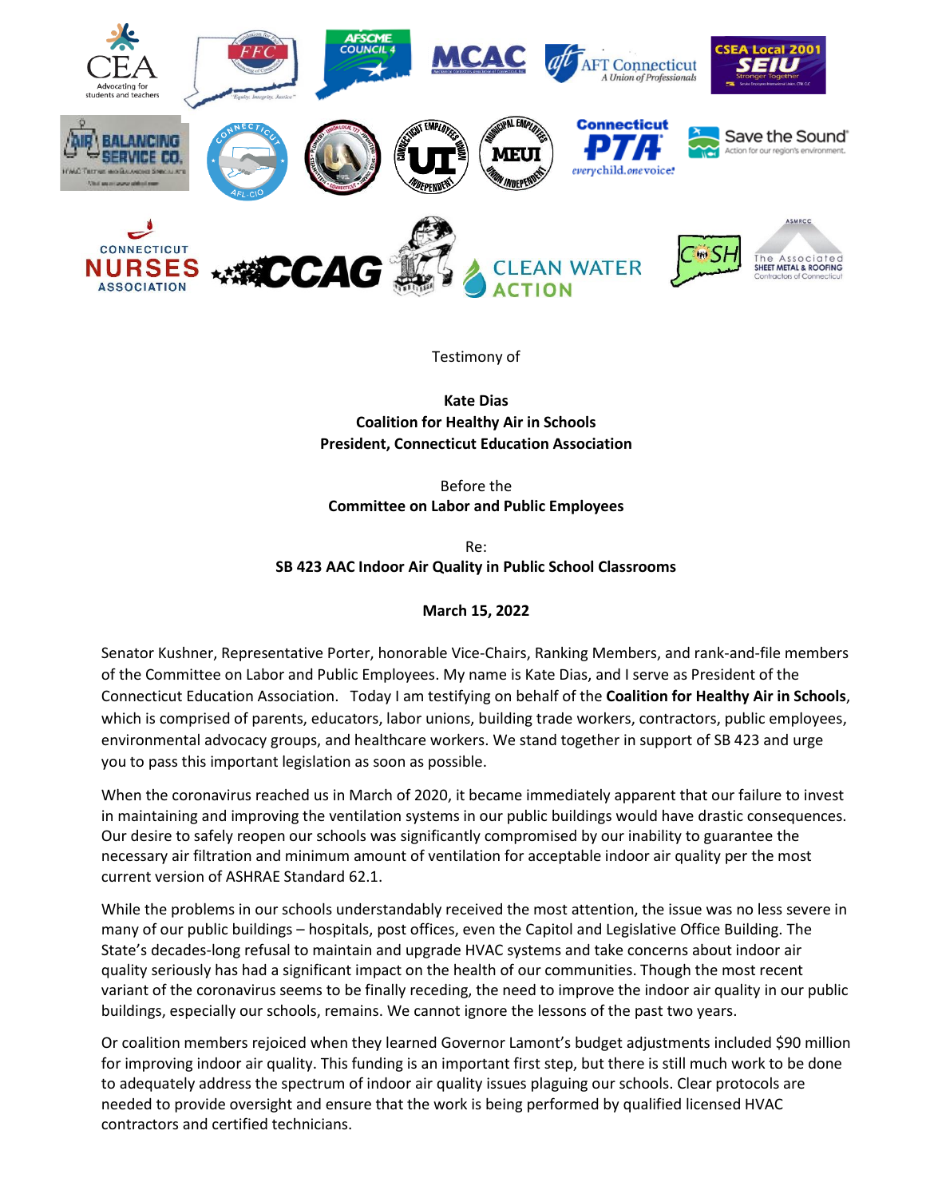Testimony of

**Kate Dias**
**Coalition for Healthy Air in Schools**
**President, Connecticut Education Association**

Before the
**Committee on Labor and Public Employees**

Re:
**SB 423 AAC Indoor Air Quality in Public School Classrooms**

**March 15, 2022**

Senator Kushner, Representative Porter, honorable Vice-Chairs, Ranking Members, and rank-and-file members of the Committee on Labor and Public Employees. My name is Kate Dias, and I serve as President of the Connecticut Education Association. Today I am testifying on behalf of the **Coalition for Healthy Air in Schools**, which is comprised of parents, educators, labor unions, building trade workers, contractors, public employees, environmental advocacy groups, and healthcare workers. We stand together in support of SB 423 and urge you to pass this important legislation as soon as possible.

When the coronavirus reached us in March of 2020, it became immediately apparent that our failure to invest in maintaining and improving the ventilation systems in our public buildings would have drastic consequences. Our desire to safely reopen our schools was significantly compromised by our inability to guarantee the necessary air filtration and minimum amount of ventilation for acceptable indoor air quality per the most current version of ASHRAE Standard 62.1.

While the problems in our schools understandably received the most attention, the issue was no less severe in many of our public buildings – hospitals, post offices, even the Capitol and Legislative Office Building. The State's decades-long refusal to maintain and upgrade HVAC systems and take concerns about indoor air quality seriously has had a significant impact on the health of our communities. Though the most recent variant of the coronavirus seems to be finally receding, the need to improve the indoor air quality in our public buildings, especially our schools, remains. We cannot ignore the lessons of the past two years.

Or coalition members rejoiced when they learned Governor Lamont's budget adjustments included $90 million for improving indoor air quality. This funding is an important first step, but there is still much work to be done to adequately address the spectrum of indoor air quality issues plaguing our schools. Clear protocols are needed to provide oversight and ensure that the work is being performed by qualified licensed HVAC contractors and certified technicians.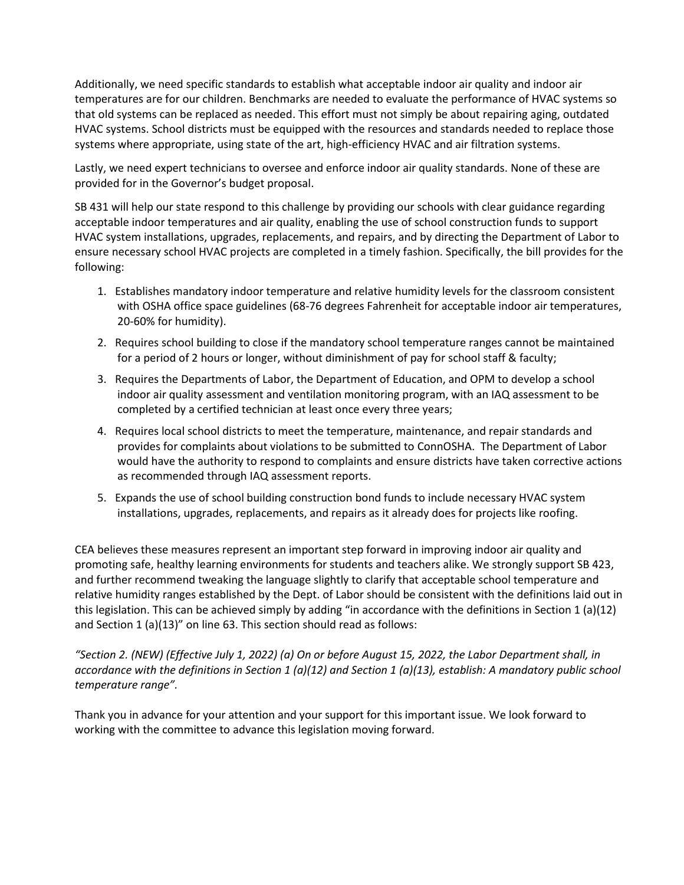Additionally, we need specific standards to establish what acceptable indoor air quality and indoor air temperatures are for our children. Benchmarks are needed to evaluate the performance of HVAC systems so that old systems can be replaced as needed. This effort must not simply be about repairing aging, outdated HVAC systems. School districts must be equipped with the resources and standards needed to replace those systems where appropriate, using state of the art, high-efficiency HVAC and air filtration systems.

Lastly, we need expert technicians to oversee and enforce indoor air quality standards. None of these are provided for in the Governor's budget proposal.

SB 431 will help our state respond to this challenge by providing our schools with clear guidance regarding acceptable indoor temperatures and air quality, enabling the use of school construction funds to support HVAC system installations, upgrades, replacements, and repairs, and by directing the Department of Labor to ensure necessary school HVAC projects are completed in a timely fashion. Specifically, the bill provides for the following:

1. Establishes mandatory indoor temperature and relative humidity levels for the classroom consistent with OSHA office space guidelines (68-76 degrees Fahrenheit for acceptable indoor air temperatures, 20-60% for humidity).
2. Requires school building to close if the mandatory school temperature ranges cannot be maintained for a period of 2 hours or longer, without diminishment of pay for school staff & faculty;
3. Requires the Departments of Labor, the Department of Education, and OPM to develop a school indoor air quality assessment and ventilation monitoring program, with an IAQ assessment to be completed by a certified technician at least once every three years;
4. Requires local school districts to meet the temperature, maintenance, and repair standards and provides for complaints about violations to be submitted to ConnOSHA. The Department of Labor would have the authority to respond to complaints and ensure districts have taken corrective actions as recommended through IAQ assessment reports.
5. Expands the use of school building construction bond funds to include necessary HVAC system installations, upgrades, replacements, and repairs as it already does for projects like roofing.

CEA believes these measures represent an important step forward in improving indoor air quality and promoting safe, healthy learning environments for students and teachers alike. We strongly support SB 423, and further recommend tweaking the language slightly to clarify that acceptable school temperature and relative humidity ranges established by the Dept. of Labor should be consistent with the definitions laid out in this legislation. This can be achieved simply by adding "in accordance with the definitions in Section 1 (a)(12) and Section 1 (a)(13)" on line 63. This section should read as follows:

*"Section 2. (NEW) (Effective July 1, 2022) (a) On or before August 15, 2022, the Labor Department shall, in accordance with the definitions in Section 1 (a)(12) and Section 1 (a)(13), establish: A mandatory public school temperature range".*

Thank you in advance for your attention and your support for this important issue. We look forward to working with the committee to advance this legislation moving forward.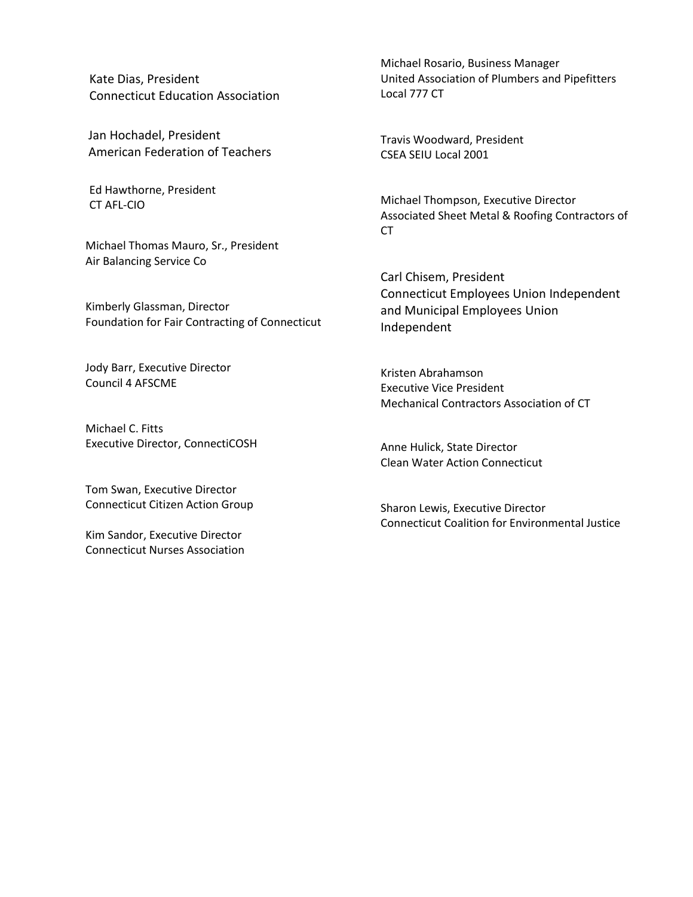Kate Dias, President
Connecticut Education Association

Jan Hochadel, President
American Federation of Teachers

Ed Hawthorne, President
CT AFL-CIO

Michael Thomas Mauro, Sr., President
Air Balancing Service Co

Kimberly Glassman, Director
Foundation for Fair Contracting of Connecticut

Jody Barr, Executive Director
Council 4 AFSCME

Michael C. Fitts
Executive Director, ConnectiCOSH

Tom Swan, Executive Director
Connecticut Citizen Action Group

Kim Sandor, Executive Director
Connecticut Nurses Association

Michael Rosario, Business Manager
United Association of Plumbers and Pipefitters
Local 777 CT

Travis Woodward, President
CSEA SEIU Local 2001

Michael Thompson, Executive Director
Associated Sheet Metal & Roofing Contractors of CT

Carl Chisem, President
Connecticut Employees Union Independent and Municipal Employees Union Independent

Kristen Abrahamson
Executive Vice President
Mechanical Contractors Association of CT

Anne Hulick, State Director
Clean Water Action Connecticut

Sharon Lewis, Executive Director
Connecticut Coalition for Environmental Justice